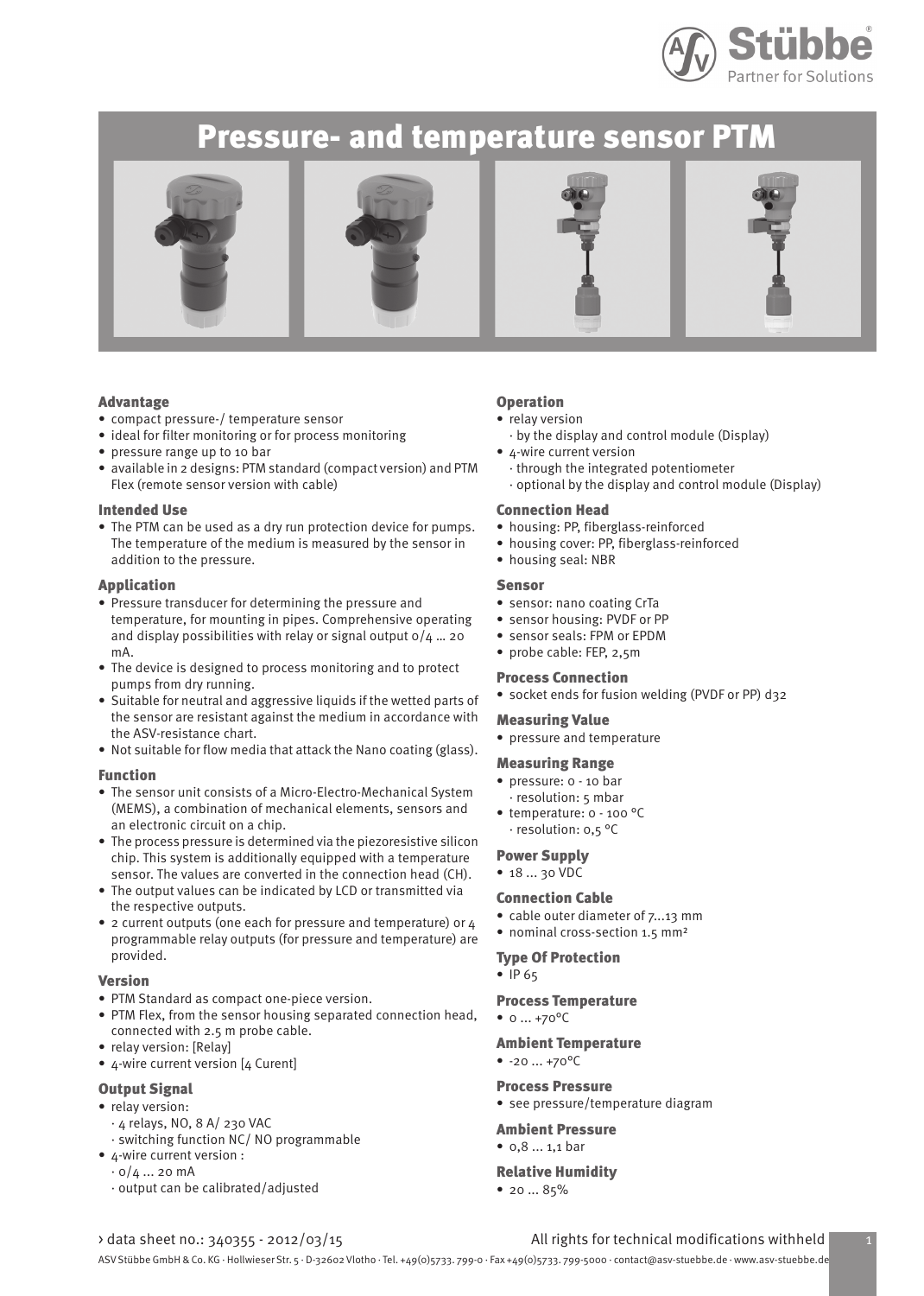# Pressure- and temperature sensor PTM

## Advantage

- compact pressure-/ temperature sensor
- ideal for filter monitoring or for process monitoring
- pressure range up to 10 bar
- available in 2 designs: PTM standard (compact version) and PTM Flex (remote sensor version with cable)

## Intended Use

- The PTM can be used as a dry run protection device for pumps. The temperature of the medium is measured by the sensor in addition to the pressure.

## Application

- Pressure transducer for determining the pressure and temperature, for mounting in pipes. Comprehensive operating and display possibilities with relay or signal output 0/4 ... 20 mA.
- The device is designed to process monitoring and to protect pumps from dry running.
- Suitable for neutral and aggressive liquids if the wetted parts of the sensor are resistant against the medium in accordance with the ASV-resistance chart.
- Not suitable for flow media that attack the Nano coating (glass).

## Function

- The sensor unit consists of a Micro-Electro-Mechanical System (MEMS), a combination of mechanical elements, sensors and an electronic circuit on a chip.
- The process pressure is determined via the piezoresistive silicon chip. This system is additionally equipped with a temperature sensor. The values are converted in the connection head (CH).
- The output values can be indicated by LCD or transmitted via the respective outputs.
- 2 current outputs (one each for pressure and temperature) or 4 programmable relay outputs (for pressure and temperature) are provided.

## Version

- PTM Standard as compact one-piece version.
- PTM Flex, from the sensor housing separated connection head, connected with 2.5 m probe cable.
- relay version: [Relay]
- 4-wire current version [4 Curent]

## Output Signal

- relay version:
  - · 4 relays, NO, 8 A/ 230 VAC
  - · switching function NC/ NO programmable
- 4-wire current version :
  - · 0/4 ... 20 mA
  - · output can be calibrated/adjusted

## Operation

- relay version
  - · by the display and control module (Display)
- 4-wire current version
  - · through the integrated potentiometer
  - · optional by the display and control module (Display)

## Connection Head

- housing: PP, fiberglass-reinforced
- housing cover: PP, fiberglass-reinforced
- housing seal: NBR

## Sensor

- sensor: nano coating CrTa
- sensor housing: PVDF or PP
- sensor seals: FPM or EPDM
- probe cable: FEP, 2,5m

## Process Connection

- socket ends for fusion welding (PVDF or PP) d32

## Measuring Value

- pressure and temperature

## Measuring Range

- pressure: 0 - 10 bar
  - · resolution: 5 mbar
- temperature: 0 - 100 °C
  - · resolution: 0,5 °C

## Power Supply

- 18 ... 30 VDC

## Connection Cable

- cable outer diameter of 7...13 mm
- nominal cross-section 1.5 mm²

## Type Of Protection

- IP 65

## Process Temperature

- 0 ... +70°C

## Ambient Temperature

- -20 ... +70°C

## Process Pressure

- see pressure/temperature diagram

## Ambient Pressure

- 0,8 ... 1,1 bar

## Relative Humidity

- 20 ... 85%

› data sheet no.: 340355 - 2012/03/15

All rights for technical modifications withheld

ASV Stübbe GmbH & Co. KG · Hollwieser Str. 5 · D-32602 Vlotho · Tel. +49(0)5733. 799-0 · Fax +49(0)5733. 799-5000 · contact@asv-stuebbe.de · www.asv-stuebbe.de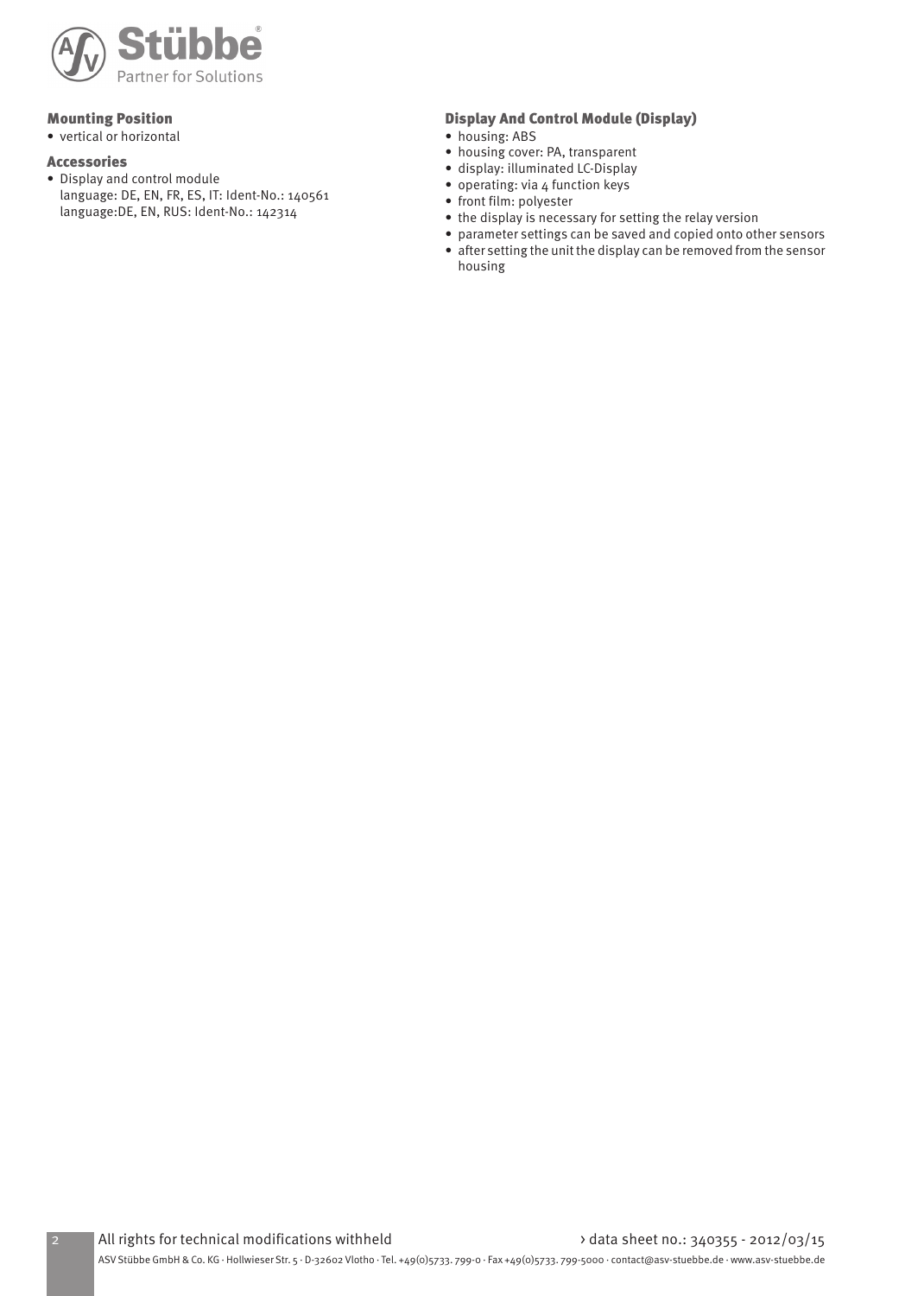## Mounting Position

- vertical or horizontal

## Accessories

- Display and control module
  language: DE, EN, FR, ES, IT: Ident-No.: 140561
  language:DE, EN, RUS: Ident-No.: 142314

## Display And Control Module (Display)

- housing: ABS
- housing cover: PA, transparent
- display: illuminated LC-Display
- operating: via 4 function keys
- front film: polyester
- the display is necessary for setting the relay version
- parameter settings can be saved and copied onto other sensors
- after setting the unit the display can be removed from the sensor housing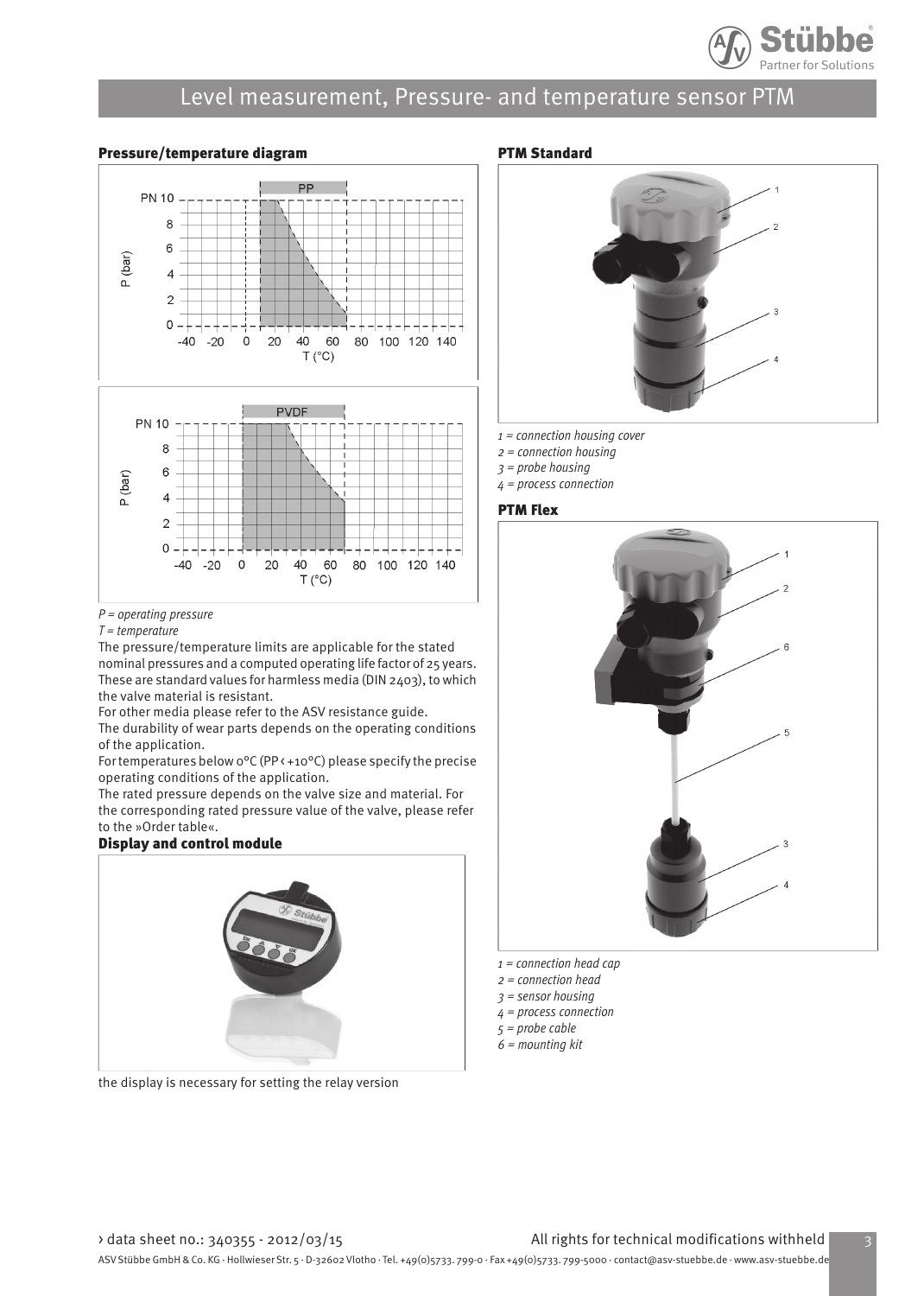# Level measurement, Pressure- and temperature sensor PTM

## Pressure/temperature diagram

*P = operating pressure*
*T = temperature*

The pressure/temperature limits are applicable for the stated nominal pressures and a computed operating life factor of 25 years. These are standard values for harmless media (DIN 2403), to which the valve material is resistant.

For other media please refer to the ASV resistance guide.

The durability of wear parts depends on the operating conditions of the application.

For temperatures below 0°C (PP < +10°C) please specify the precise operating conditions of the application.

The rated pressure depends on the valve size and material. For the corresponding rated pressure value of the valve, please refer to the »Order table«.

## Display and control module

the display is necessary for setting the relay version

## PTM Standard

*1 = connection housing cover*
*2 = connection housing*
*3 = probe housing*
*4 = process connection*

## PTM Flex

*1 = connection head cap*
*2 = connection head*
*3 = sensor housing*
*4 = process connection*
*5 = probe cable*
*6 = mounting kit*

› data sheet no.: 340355 - 2012/03/15 All rights for technical modifications withheld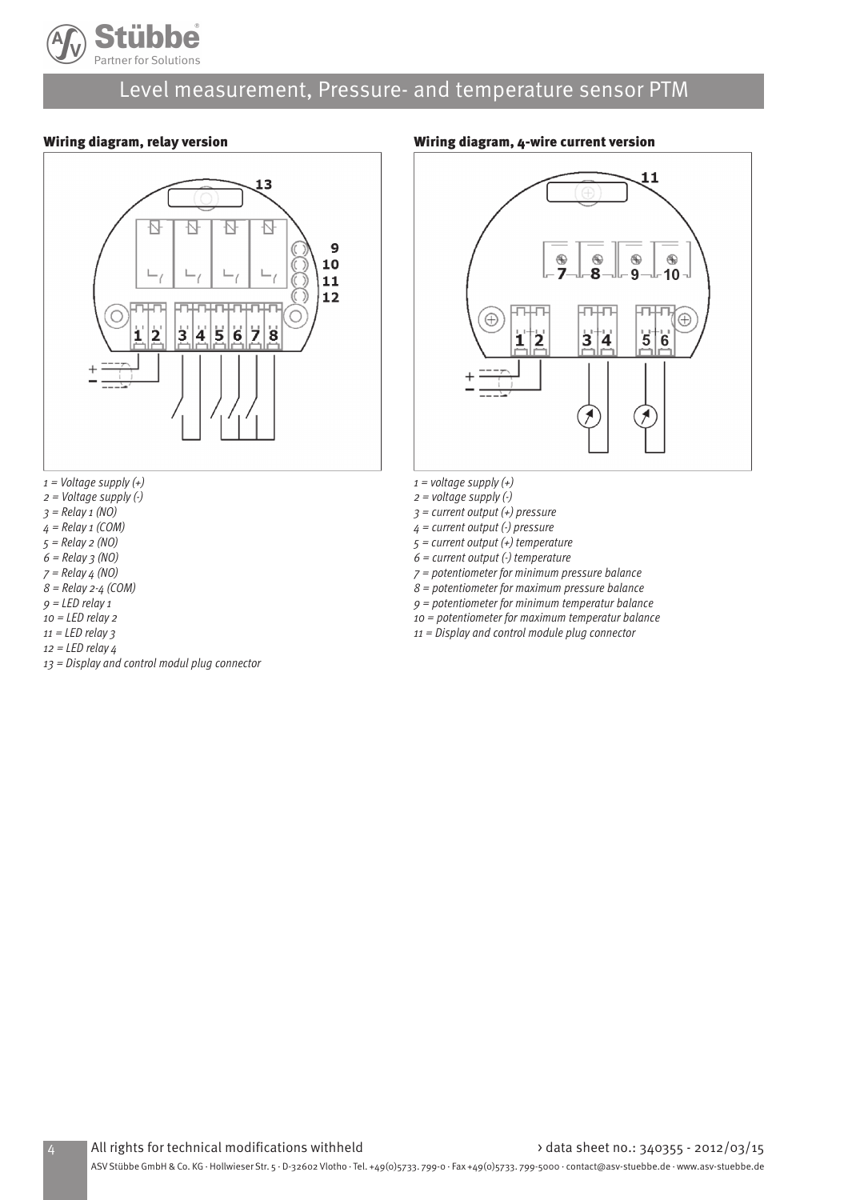# Level measurement, Pressure- and temperature sensor PTM

## Wiring diagram, relay version

*1 = Voltage supply (+)*
*2 = Voltage supply (-)*
*3 = Relay 1 (NO)*
*4 = Relay 1 (COM)*
*5 = Relay 2 (NO)*
*6 = Relay 3 (NO)*
*7 = Relay 4 (NO)*
*8 = Relay 2-4 (COM)*
*9 = LED relay 1*
*10 = LED relay 2*
*11 = LED relay 3*
*12 = LED relay 4*
*13 = Display and control modul plug connector*

## Wiring diagram, 4-wire current version

*1 = voltage supply (+)*
*2 = voltage supply (-)*
*3 = current output (+) pressure*
*4 = current output (-) pressure*
*5 = current output (+) temperature*
*6 = current output (-) temperature*
*7 = potentiometer for minimum pressure balance*
*8 = potentiometer for maximum pressure balance*
*9 = potentiometer for minimum temperatur balance*
*10 = potentiometer for maximum temperatur balance*
*11 = Display and control module plug connector*

All rights for technical modifications withheld

› data sheet no.: 340355 - 2012/03/15

ASV Stübbe GmbH & Co. KG · Hollwieser Str. 5 · D-32602 Vlotho · Tel. +49(0)5733. 799-0 · Fax +49(0)5733. 799-5000 · contact@asv-stuebbe.de · www.asv-stuebbe.de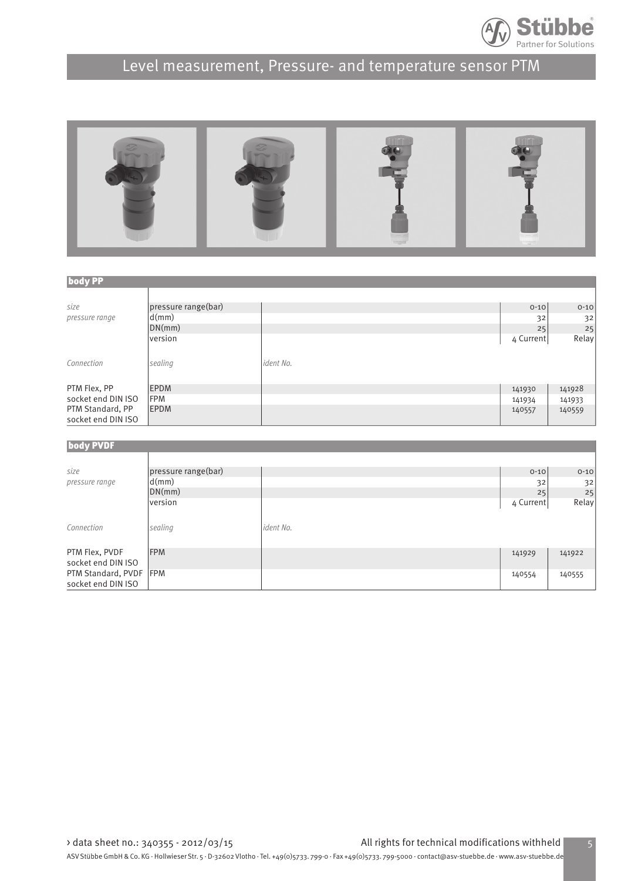# Level measurement, Pressure- and temperature sensor PTM

## body PP

| | | | | |
|---|---|---|---|---|
| *size* | pressure range(bar) | | 0-10 | 0-10 |
| *pressure range* | d(mm) | | 32 | 32 |
| | DN(mm) | | 25 | 25 |
| | version | | 4 Current | Relay |
| *Connection* | *sealing* | *ident No.* | | |
| PTM Flex, PP socket end DIN ISO | EPDM | | 141930 | 141928 |
| | FPM | | 141934 | 141933 |
| PTM Standard, PP socket end DIN ISO | EPDM | | 140557 | 140559 |

## body PVDF

| | | | | |
|---|---|---|---|---|
| *size* | pressure range(bar) | | 0-10 | 0-10 |
| *pressure range* | d(mm) | | 32 | 32 |
| | DN(mm) | | 25 | 25 |
| | version | | 4 Current | Relay |
| *Connection* | *sealing* | *ident No.* | | |
| PTM Flex, PVDF socket end DIN ISO | FPM | | 141929 | 141922 |
| PTM Standard, PVDF socket end DIN ISO | FPM | | 140554 | 140555 |

› data sheet no.: 340355 - 2012/03/15 All rights for technical modifications withheld

ASV Stübbe GmbH & Co. KG · Hollwieser Str. 5 · D-32602 Vlotho · Tel. +49(0)5733. 799-0 · Fax +49(0)5733. 799-5000 · contact@asv-stuebbe.de · www.asv-stuebbe.de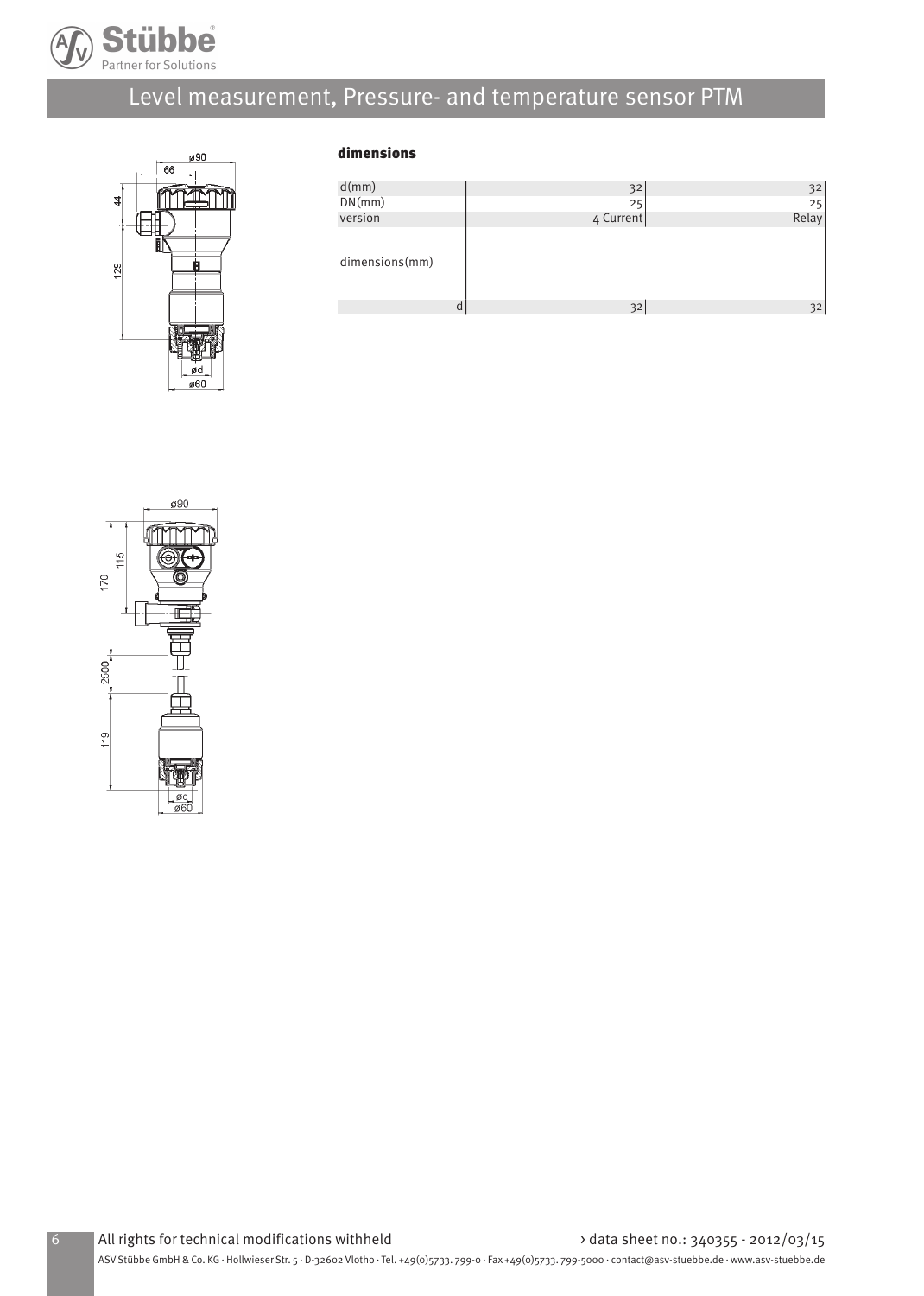## dimensions

| | | |
|---|---|---|
| d(mm) | 32 | 32 |
| DN(mm) | 25 | 25 |
| version | 4 Current | Relay |
| dimensions(mm) | | |
| d | 32 | 32 |

ø90
66
44
129
ød
ø60

ø90
115
170
2500
119
ød
ø60